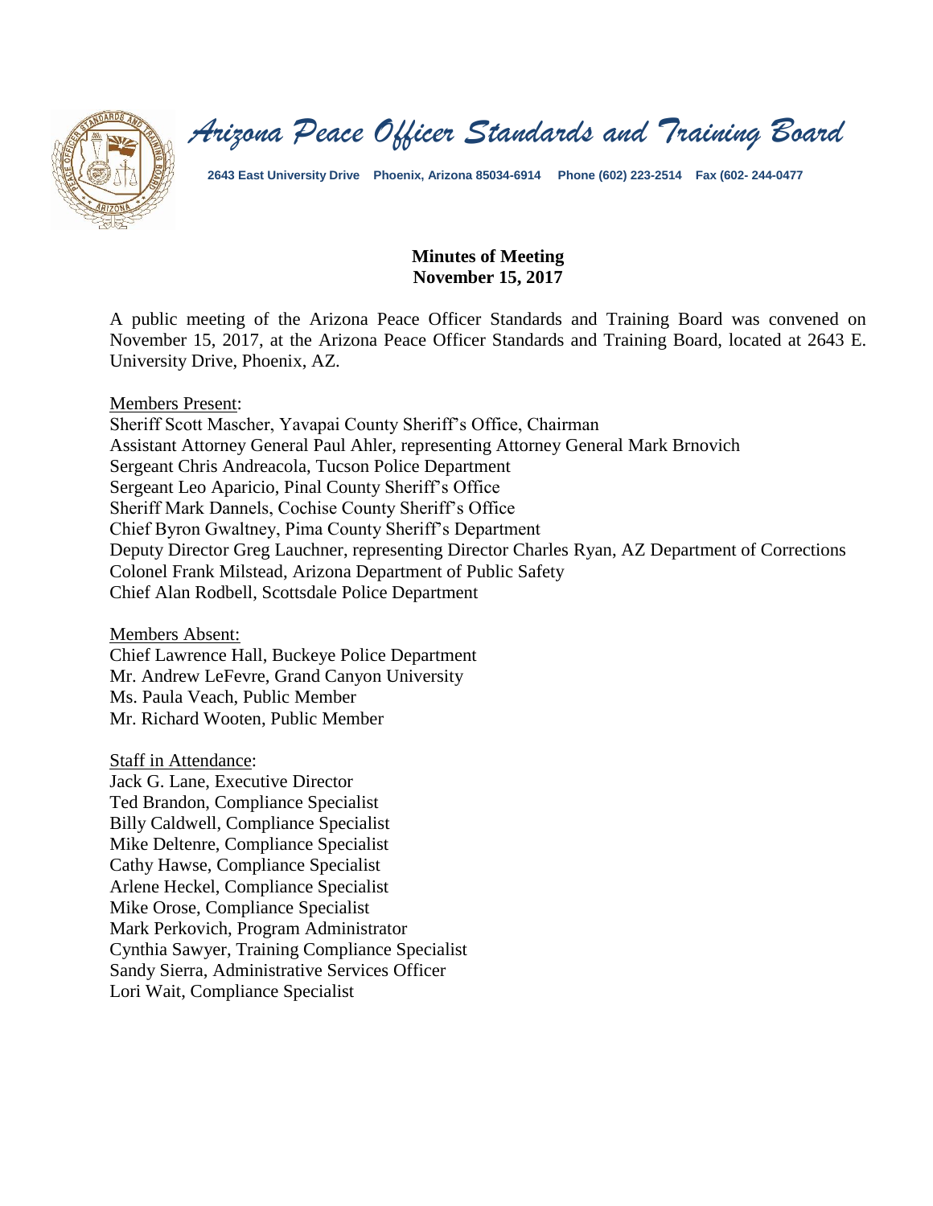# Arizona Peace Officer Standards and Training Board

2643 East University Drive Phoenix, Arizona 85034-6914 Phone (602) 223-2514 Fax (602- 244-0477

**Minutes of Meeting**
**November 15, 2017**

A public meeting of the Arizona Peace Officer Standards and Training Board was convened on November 15, 2017, at the Arizona Peace Officer Standards and Training Board, located at 2643 E. University Drive, Phoenix, AZ.

Members Present:
Sheriff Scott Mascher, Yavapai County Sheriff's Office, Chairman
Assistant Attorney General Paul Ahler, representing Attorney General Mark Brnovich
Sergeant Chris Andreacola, Tucson Police Department
Sergeant Leo Aparicio, Pinal County Sheriff's Office
Sheriff Mark Dannels, Cochise County Sheriff's Office
Chief Byron Gwaltney, Pima County Sheriff's Department
Deputy Director Greg Lauchner, representing Director Charles Ryan, AZ Department of Corrections
Colonel Frank Milstead, Arizona Department of Public Safety
Chief Alan Rodbell, Scottsdale Police Department

Members Absent:
Chief Lawrence Hall, Buckeye Police Department
Mr. Andrew LeFevre, Grand Canyon University
Ms. Paula Veach, Public Member
Mr. Richard Wooten, Public Member

Staff in Attendance:
Jack G. Lane, Executive Director
Ted Brandon, Compliance Specialist
Billy Caldwell, Compliance Specialist
Mike Deltenre, Compliance Specialist
Cathy Hawse, Compliance Specialist
Arlene Heckel, Compliance Specialist
Mike Orose, Compliance Specialist
Mark Perkovich, Program Administrator
Cynthia Sawyer, Training Compliance Specialist
Sandy Sierra, Administrative Services Officer
Lori Wait, Compliance Specialist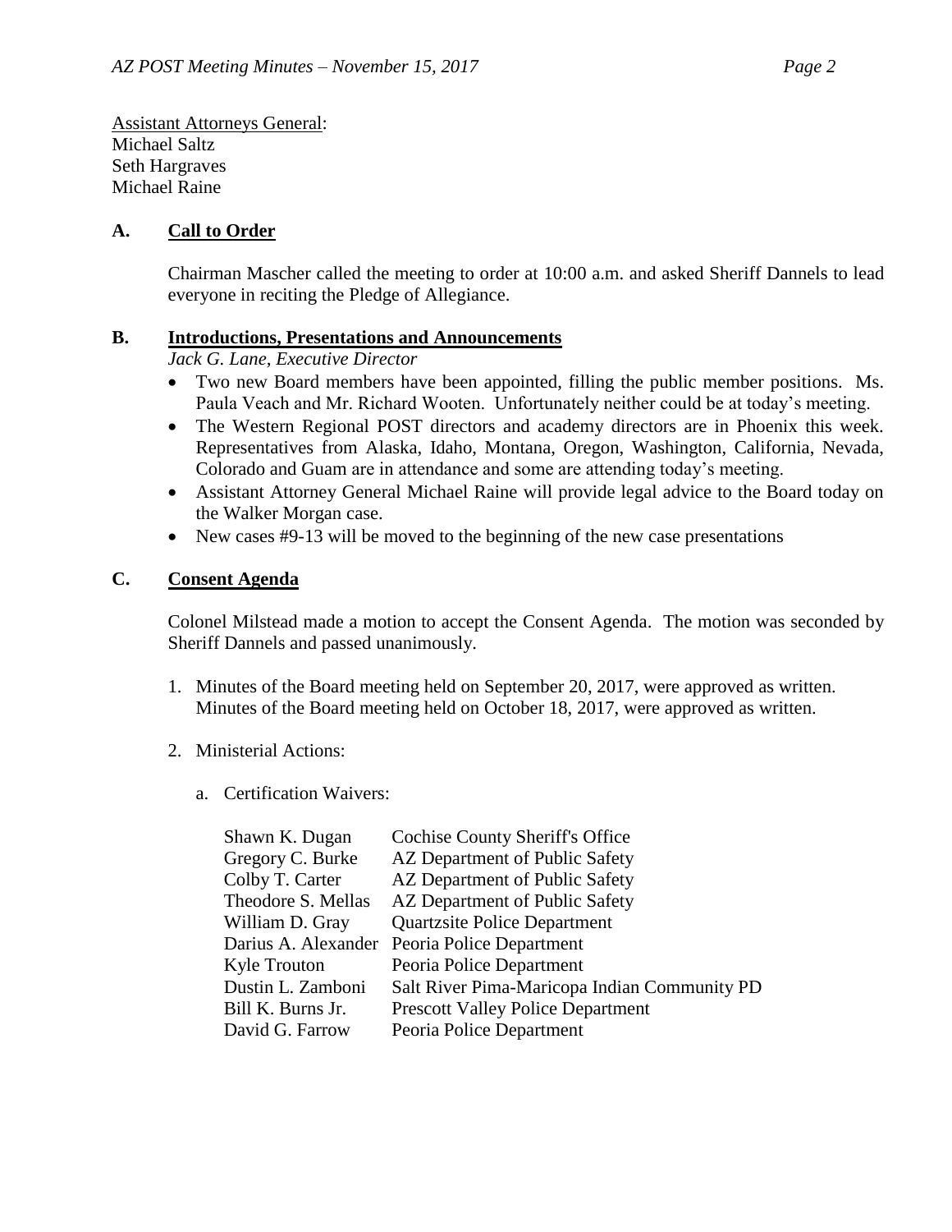Assistant Attorneys General:
Michael Saltz
Seth Hargraves
Michael Raine

## A. Call to Order

Chairman Mascher called the meeting to order at 10:00 a.m. and asked Sheriff Dannels to lead everyone in reciting the Pledge of Allegiance.

## B. Introductions, Presentations and Announcements

*Jack G. Lane, Executive Director*

- Two new Board members have been appointed, filling the public member positions. Ms. Paula Veach and Mr. Richard Wooten. Unfortunately neither could be at today's meeting.
- The Western Regional POST directors and academy directors are in Phoenix this week. Representatives from Alaska, Idaho, Montana, Oregon, Washington, California, Nevada, Colorado and Guam are in attendance and some are attending today's meeting.
- Assistant Attorney General Michael Raine will provide legal advice to the Board today on the Walker Morgan case.
- New cases #9-13 will be moved to the beginning of the new case presentations

## C. Consent Agenda

Colonel Milstead made a motion to accept the Consent Agenda. The motion was seconded by Sheriff Dannels and passed unanimously.

1. Minutes of the Board meeting held on September 20, 2017, were approved as written. Minutes of the Board meeting held on October 18, 2017, were approved as written.

2. Ministerial Actions:

   a. Certification Waivers:

| | |
|---|---|
| Shawn K. Dugan | Cochise County Sheriff's Office |
| Gregory C. Burke | AZ Department of Public Safety |
| Colby T. Carter | AZ Department of Public Safety |
| Theodore S. Mellas | AZ Department of Public Safety |
| William D. Gray | Quartzsite Police Department |
| Darius A. Alexander | Peoria Police Department |
| Kyle Trouton | Peoria Police Department |
| Dustin L. Zamboni | Salt River Pima-Maricopa Indian Community PD |
| Bill K. Burns Jr. | Prescott Valley Police Department |
| David G. Farrow | Peoria Police Department |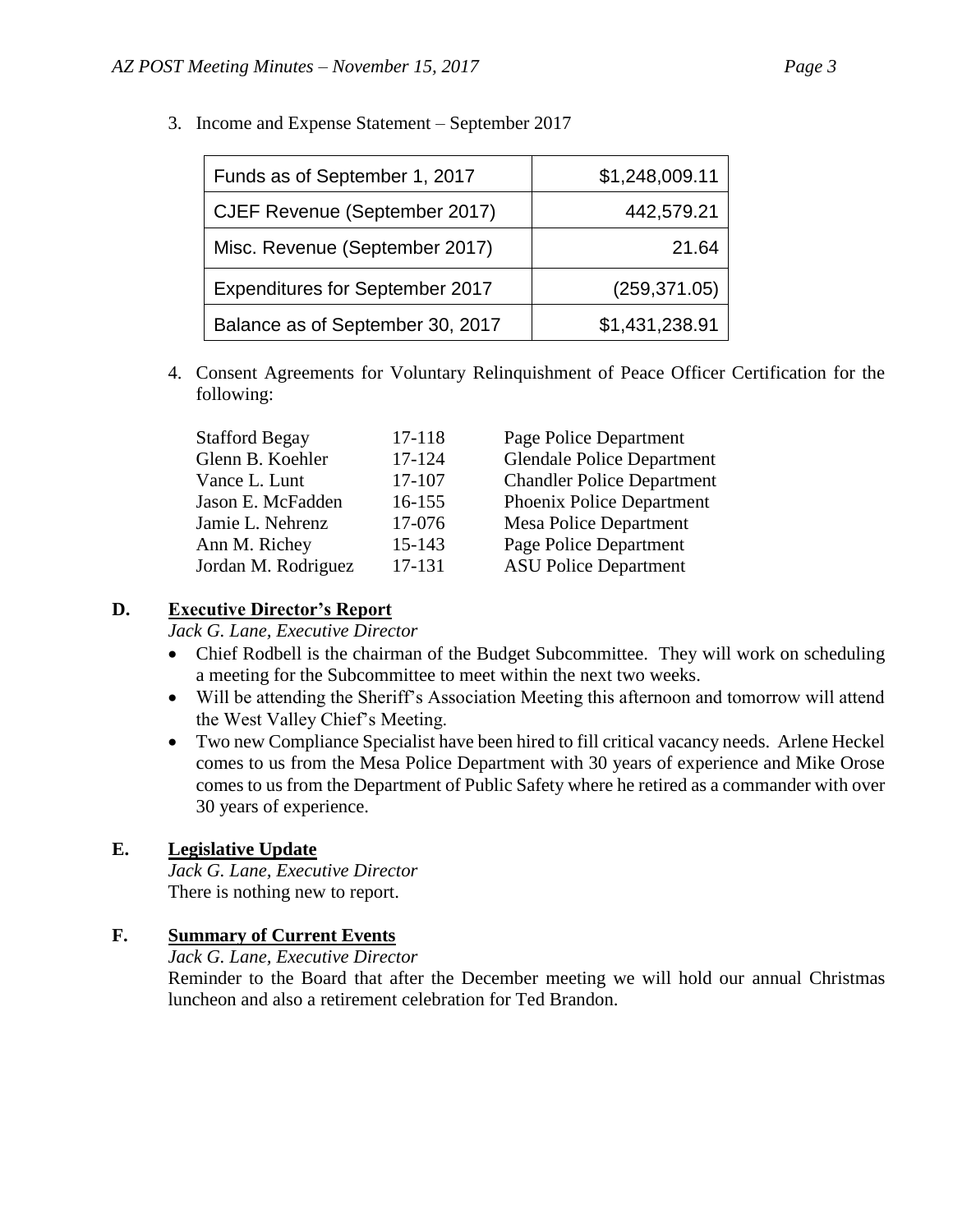3. Income and Expense Statement – September 2017

| | |
|---|---:|
| Funds as of September 1, 2017 | $1,248,009.11 |
| CJEF Revenue (September 2017) | 442,579.21 |
| Misc. Revenue (September 2017) | 21.64 |
| Expenditures for September 2017 | (259,371.05) |
| Balance as of September 30, 2017 | $1,431,238.91 |

4. Consent Agreements for Voluntary Relinquishment of Peace Officer Certification for the following:

| | | |
|---|---|---|
| Stafford Begay | 17-118 | Page Police Department |
| Glenn B. Koehler | 17-124 | Glendale Police Department |
| Vance L. Lunt | 17-107 | Chandler Police Department |
| Jason E. McFadden | 16-155 | Phoenix Police Department |
| Jamie L. Nehrenz | 17-076 | Mesa Police Department |
| Ann M. Richey | 15-143 | Page Police Department |
| Jordan M. Rodriguez | 17-131 | ASU Police Department |

## D. Executive Director's Report

*Jack G. Lane, Executive Director*

- Chief Rodbell is the chairman of the Budget Subcommittee. They will work on scheduling a meeting for the Subcommittee to meet within the next two weeks.
- Will be attending the Sheriff's Association Meeting this afternoon and tomorrow will attend the West Valley Chief's Meeting.
- Two new Compliance Specialist have been hired to fill critical vacancy needs. Arlene Heckel comes to us from the Mesa Police Department with 30 years of experience and Mike Orose comes to us from the Department of Public Safety where he retired as a commander with over 30 years of experience.

## E. Legislative Update

*Jack G. Lane, Executive Director*

There is nothing new to report.

## F. Summary of Current Events

*Jack G. Lane, Executive Director*

Reminder to the Board that after the December meeting we will hold our annual Christmas luncheon and also a retirement celebration for Ted Brandon.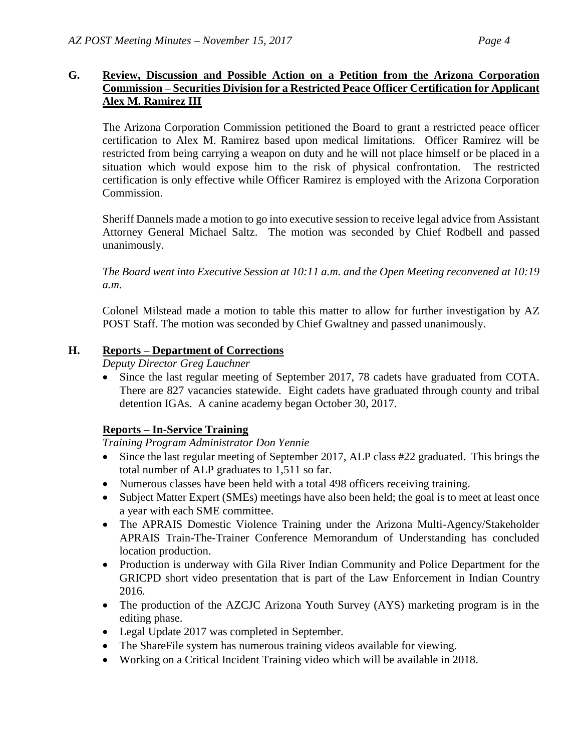**G. Review, Discussion and Possible Action on a Petition from the Arizona Corporation Commission – Securities Division for a Restricted Peace Officer Certification for Applicant Alex M. Ramirez III**

The Arizona Corporation Commission petitioned the Board to grant a restricted peace officer certification to Alex M. Ramirez based upon medical limitations. Officer Ramirez will be restricted from being carrying a weapon on duty and he will not place himself or be placed in a situation which would expose him to the risk of physical confrontation. The restricted certification is only effective while Officer Ramirez is employed with the Arizona Corporation Commission.

Sheriff Dannels made a motion to go into executive session to receive legal advice from Assistant Attorney General Michael Saltz. The motion was seconded by Chief Rodbell and passed unanimously.

*The Board went into Executive Session at 10:11 a.m. and the Open Meeting reconvened at 10:19 a.m.*

Colonel Milstead made a motion to table this matter to allow for further investigation by AZ POST Staff. The motion was seconded by Chief Gwaltney and passed unanimously.

**H. Reports – Department of Corrections**

*Deputy Director Greg Lauchner*

- Since the last regular meeting of September 2017, 78 cadets have graduated from COTA. There are 827 vacancies statewide. Eight cadets have graduated through county and tribal detention IGAs. A canine academy began October 30, 2017.

**Reports – In-Service Training**

*Training Program Administrator Don Yennie*

- Since the last regular meeting of September 2017, ALP class #22 graduated. This brings the total number of ALP graduates to 1,511 so far.
- Numerous classes have been held with a total 498 officers receiving training.
- Subject Matter Expert (SMEs) meetings have also been held; the goal is to meet at least once a year with each SME committee.
- The APRAIS Domestic Violence Training under the Arizona Multi-Agency/Stakeholder APRAIS Train-The-Trainer Conference Memorandum of Understanding has concluded location production.
- Production is underway with Gila River Indian Community and Police Department for the GRICPD short video presentation that is part of the Law Enforcement in Indian Country 2016.
- The production of the AZCJC Arizona Youth Survey (AYS) marketing program is in the editing phase.
- Legal Update 2017 was completed in September.
- The ShareFile system has numerous training videos available for viewing.
- Working on a Critical Incident Training video which will be available in 2018.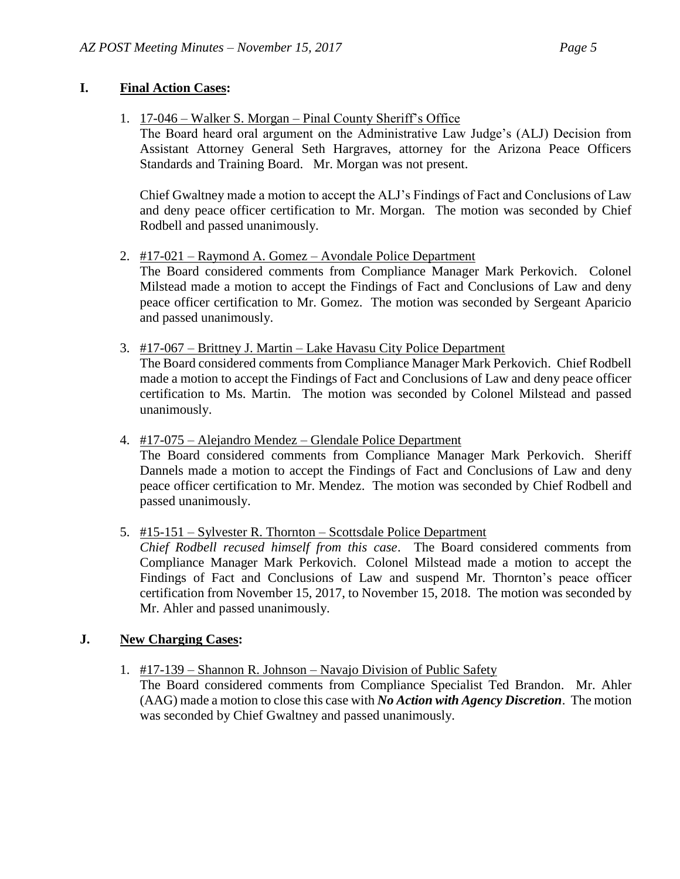## I. **Final Action Cases:**

1. 17-046 – Walker S. Morgan – Pinal County Sheriff's Office

   The Board heard oral argument on the Administrative Law Judge's (ALJ) Decision from Assistant Attorney General Seth Hargraves, attorney for the Arizona Peace Officers Standards and Training Board. Mr. Morgan was not present.

   Chief Gwaltney made a motion to accept the ALJ's Findings of Fact and Conclusions of Law and deny peace officer certification to Mr. Morgan. The motion was seconded by Chief Rodbell and passed unanimously.

2. #17-021 – Raymond A. Gomez – Avondale Police Department

   The Board considered comments from Compliance Manager Mark Perkovich. Colonel Milstead made a motion to accept the Findings of Fact and Conclusions of Law and deny peace officer certification to Mr. Gomez. The motion was seconded by Sergeant Aparicio and passed unanimously.

3. #17-067 – Brittney J. Martin – Lake Havasu City Police Department

   The Board considered comments from Compliance Manager Mark Perkovich. Chief Rodbell made a motion to accept the Findings of Fact and Conclusions of Law and deny peace officer certification to Ms. Martin. The motion was seconded by Colonel Milstead and passed unanimously.

4. #17-075 – Alejandro Mendez – Glendale Police Department

   The Board considered comments from Compliance Manager Mark Perkovich. Sheriff Dannels made a motion to accept the Findings of Fact and Conclusions of Law and deny peace officer certification to Mr. Mendez. The motion was seconded by Chief Rodbell and passed unanimously.

5. #15-151 – Sylvester R. Thornton – Scottsdale Police Department

   *Chief Rodbell recused himself from this case*. The Board considered comments from Compliance Manager Mark Perkovich. Colonel Milstead made a motion to accept the Findings of Fact and Conclusions of Law and suspend Mr. Thornton's peace officer certification from November 15, 2017, to November 15, 2018. The motion was seconded by Mr. Ahler and passed unanimously.

## J. **New Charging Cases:**

1. #17-139 – Shannon R. Johnson – Navajo Division of Public Safety

   The Board considered comments from Compliance Specialist Ted Brandon. Mr. Ahler (AAG) made a motion to close this case with ***No Action with Agency Discretion***. The motion was seconded by Chief Gwaltney and passed unanimously.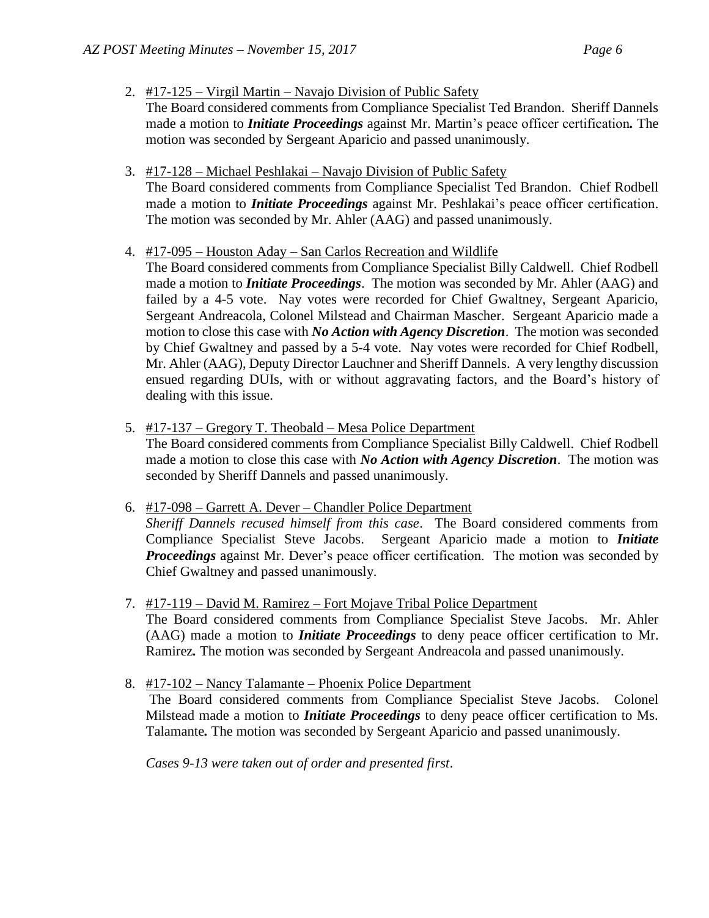2. <u>#17-125 – Virgil Martin – Navajo Division of Public Safety</u>
   The Board considered comments from Compliance Specialist Ted Brandon. Sheriff Dannels made a motion to ***Initiate Proceedings*** against Mr. Martin's peace officer certification**.** The motion was seconded by Sergeant Aparicio and passed unanimously.

3. <u>#17-128 – Michael Peshlakai – Navajo Division of Public Safety</u>
   The Board considered comments from Compliance Specialist Ted Brandon. Chief Rodbell made a motion to ***Initiate Proceedings*** against Mr. Peshlakai's peace officer certification. The motion was seconded by Mr. Ahler (AAG) and passed unanimously.

4. <u>#17-095 – Houston Aday – San Carlos Recreation and Wildlife</u>
   The Board considered comments from Compliance Specialist Billy Caldwell. Chief Rodbell made a motion to ***Initiate Proceedings***. The motion was seconded by Mr. Ahler (AAG) and failed by a 4-5 vote. Nay votes were recorded for Chief Gwaltney, Sergeant Aparicio, Sergeant Andreacola, Colonel Milstead and Chairman Mascher. Sergeant Aparicio made a motion to close this case with ***No Action with Agency Discretion***. The motion was seconded by Chief Gwaltney and passed by a 5-4 vote. Nay votes were recorded for Chief Rodbell, Mr. Ahler (AAG), Deputy Director Lauchner and Sheriff Dannels. A very lengthy discussion ensued regarding DUIs, with or without aggravating factors, and the Board's history of dealing with this issue.

5. <u>#17-137 – Gregory T. Theobald – Mesa Police Department</u>
   The Board considered comments from Compliance Specialist Billy Caldwell. Chief Rodbell made a motion to close this case with ***No Action with Agency Discretion***. The motion was seconded by Sheriff Dannels and passed unanimously.

6. <u>#17-098 – Garrett A. Dever – Chandler Police Department</u>
   *Sheriff Dannels recused himself from this case*. The Board considered comments from Compliance Specialist Steve Jacobs. Sergeant Aparicio made a motion to ***Initiate Proceedings*** against Mr. Dever's peace officer certification. The motion was seconded by Chief Gwaltney and passed unanimously.

7. <u>#17-119 – David M. Ramirez – Fort Mojave Tribal Police Department</u>
   The Board considered comments from Compliance Specialist Steve Jacobs. Mr. Ahler (AAG) made a motion to ***Initiate Proceedings*** to deny peace officer certification to Mr. Ramirez**.** The motion was seconded by Sergeant Andreacola and passed unanimously.

8. <u>#17-102 – Nancy Talamante – Phoenix Police Department</u>
   The Board considered comments from Compliance Specialist Steve Jacobs. Colonel Milstead made a motion to ***Initiate Proceedings*** to deny peace officer certification to Ms. Talamante**.** The motion was seconded by Sergeant Aparicio and passed unanimously.

   *Cases 9-13 were taken out of order and presented first*.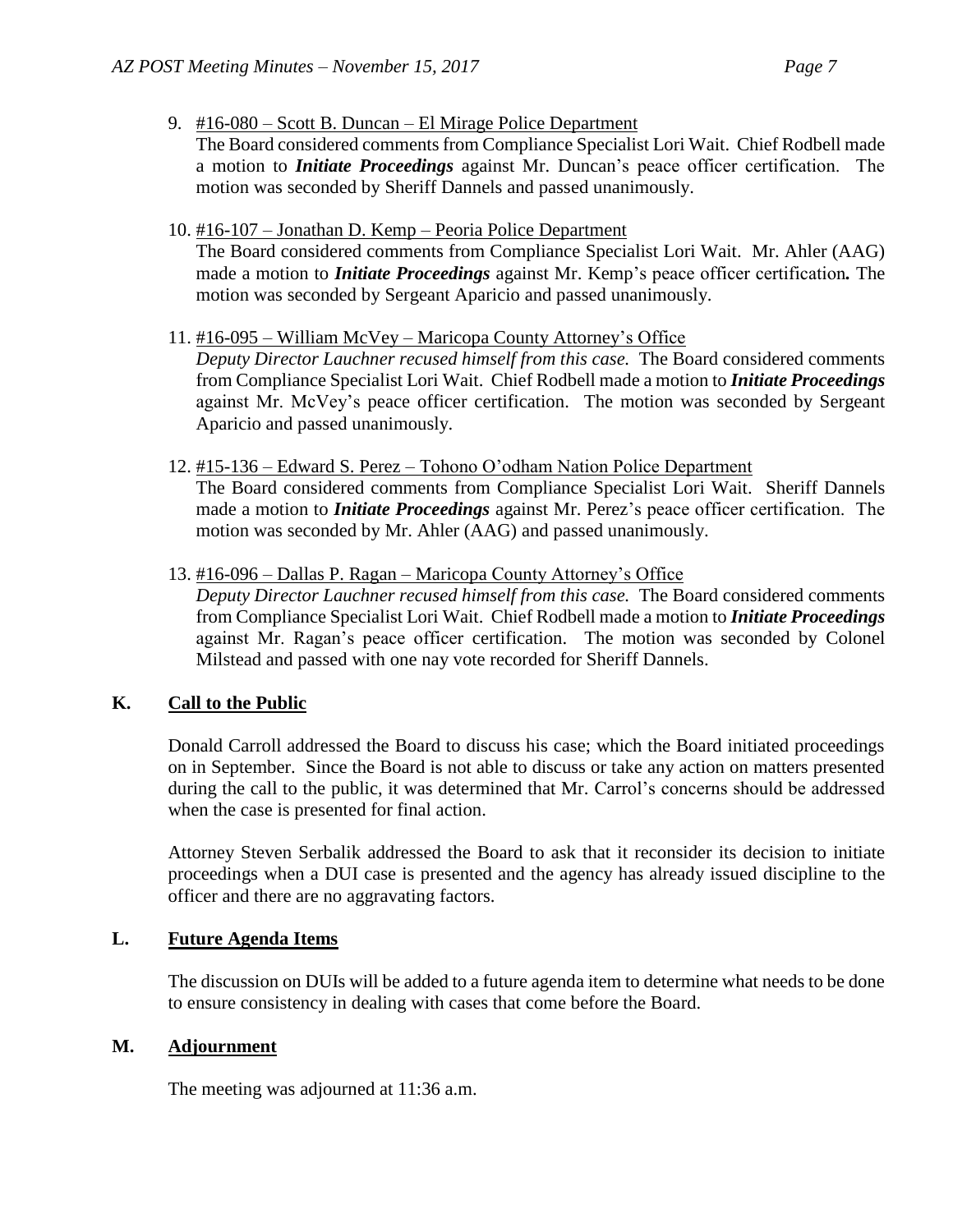9. #16-080 – Scott B. Duncan – El Mirage Police Department
   The Board considered comments from Compliance Specialist Lori Wait. Chief Rodbell made a motion to ***Initiate Proceedings*** against Mr. Duncan's peace officer certification. The motion was seconded by Sheriff Dannels and passed unanimously.

10. #16-107 – Jonathan D. Kemp – Peoria Police Department
    The Board considered comments from Compliance Specialist Lori Wait. Mr. Ahler (AAG) made a motion to ***Initiate Proceedings*** against Mr. Kemp's peace officer certification***.*** The motion was seconded by Sergeant Aparicio and passed unanimously.

11. #16-095 – William McVey – Maricopa County Attorney's Office
    *Deputy Director Lauchner recused himself from this case.* The Board considered comments from Compliance Specialist Lori Wait. Chief Rodbell made a motion to ***Initiate Proceedings*** against Mr. McVey's peace officer certification. The motion was seconded by Sergeant Aparicio and passed unanimously.

12. #15-136 – Edward S. Perez – Tohono O'odham Nation Police Department
    The Board considered comments from Compliance Specialist Lori Wait. Sheriff Dannels made a motion to ***Initiate Proceedings*** against Mr. Perez's peace officer certification. The motion was seconded by Mr. Ahler (AAG) and passed unanimously.

13. #16-096 – Dallas P. Ragan – Maricopa County Attorney's Office
    *Deputy Director Lauchner recused himself from this case.* The Board considered comments from Compliance Specialist Lori Wait. Chief Rodbell made a motion to ***Initiate Proceedings*** against Mr. Ragan's peace officer certification. The motion was seconded by Colonel Milstead and passed with one nay vote recorded for Sheriff Dannels.

## K. Call to the Public

Donald Carroll addressed the Board to discuss his case; which the Board initiated proceedings on in September. Since the Board is not able to discuss or take any action on matters presented during the call to the public, it was determined that Mr. Carrol's concerns should be addressed when the case is presented for final action.

Attorney Steven Serbalik addressed the Board to ask that it reconsider its decision to initiate proceedings when a DUI case is presented and the agency has already issued discipline to the officer and there are no aggravating factors.

## L. Future Agenda Items

The discussion on DUIs will be added to a future agenda item to determine what needs to be done to ensure consistency in dealing with cases that come before the Board.

## M. Adjournment

The meeting was adjourned at 11:36 a.m.